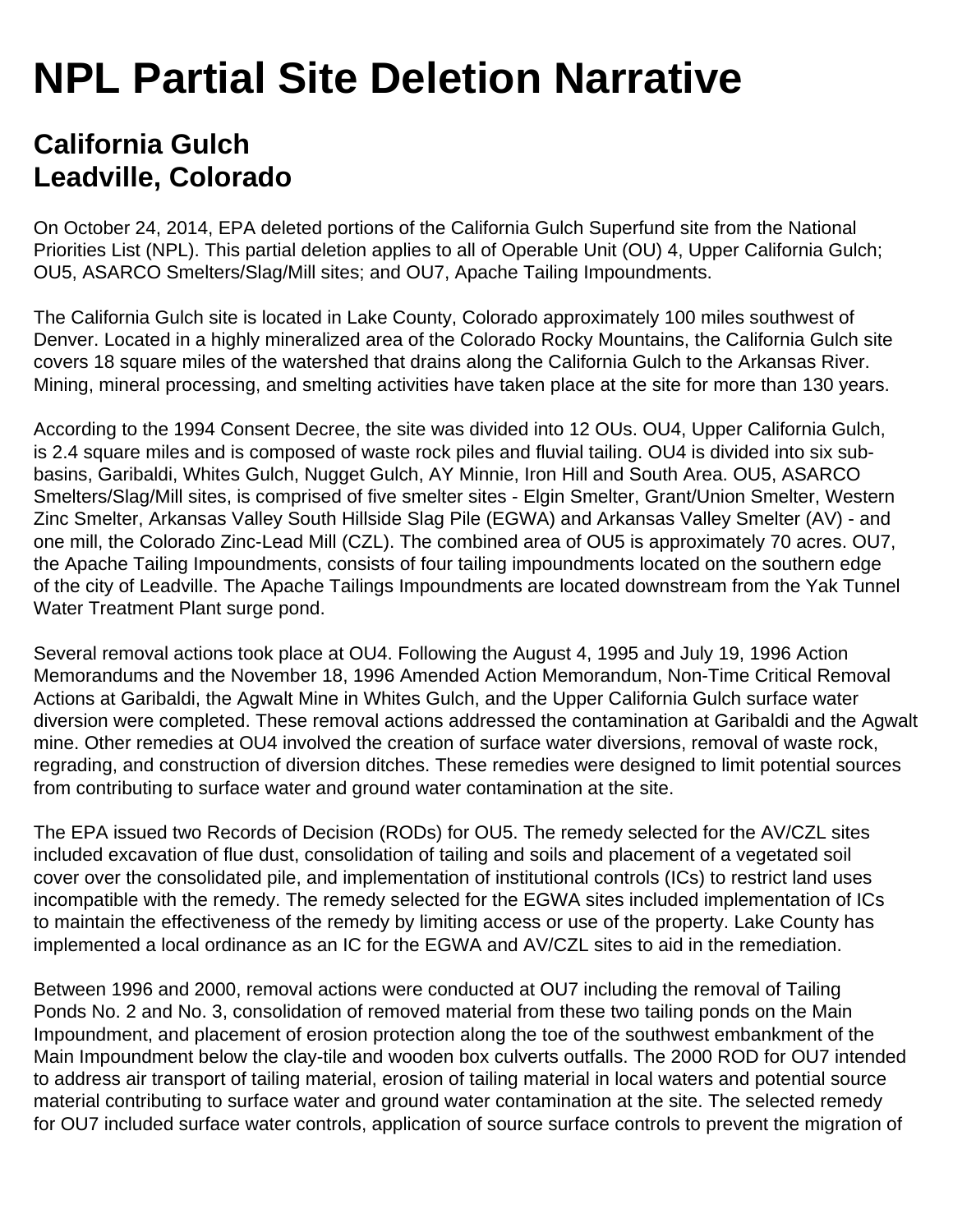# NPL Partial Site Deletion Narrative

## California Gulch
## Leadville, Colorado

On October 24, 2014, EPA deleted portions of the California Gulch Superfund site from the National Priorities List (NPL). This partial deletion applies to all of Operable Unit (OU) 4, Upper California Gulch; OU5, ASARCO Smelters/Slag/Mill sites; and OU7, Apache Tailing Impoundments.

The California Gulch site is located in Lake County, Colorado approximately 100 miles southwest of Denver. Located in a highly mineralized area of the Colorado Rocky Mountains, the California Gulch site covers 18 square miles of the watershed that drains along the California Gulch to the Arkansas River. Mining, mineral processing, and smelting activities have taken place at the site for more than 130 years.

According to the 1994 Consent Decree, the site was divided into 12 OUs. OU4, Upper California Gulch, is 2.4 square miles and is composed of waste rock piles and fluvial tailing. OU4 is divided into six sub-basins, Garibaldi, Whites Gulch, Nugget Gulch, AY Minnie, Iron Hill and South Area. OU5, ASARCO Smelters/Slag/Mill sites, is comprised of five smelter sites - Elgin Smelter, Grant/Union Smelter, Western Zinc Smelter, Arkansas Valley South Hillside Slag Pile (EGWA) and Arkansas Valley Smelter (AV) - and one mill, the Colorado Zinc-Lead Mill (CZL). The combined area of OU5 is approximately 70 acres. OU7, the Apache Tailing Impoundments, consists of four tailing impoundments located on the southern edge of the city of Leadville. The Apache Tailings Impoundments are located downstream from the Yak Tunnel Water Treatment Plant surge pond.

Several removal actions took place at OU4. Following the August 4, 1995 and July 19, 1996 Action Memorandums and the November 18, 1996 Amended Action Memorandum, Non-Time Critical Removal Actions at Garibaldi, the Agwalt Mine in Whites Gulch, and the Upper California Gulch surface water diversion were completed. These removal actions addressed the contamination at Garibaldi and the Agwalt mine. Other remedies at OU4 involved the creation of surface water diversions, removal of waste rock, regrading, and construction of diversion ditches. These remedies were designed to limit potential sources from contributing to surface water and ground water contamination at the site.

The EPA issued two Records of Decision (RODs) for OU5. The remedy selected for the AV/CZL sites included excavation of flue dust, consolidation of tailing and soils and placement of a vegetated soil cover over the consolidated pile, and implementation of institutional controls (ICs) to restrict land uses incompatible with the remedy. The remedy selected for the EGWA sites included implementation of ICs to maintain the effectiveness of the remedy by limiting access or use of the property. Lake County has implemented a local ordinance as an IC for the EGWA and AV/CZL sites to aid in the remediation.

Between 1996 and 2000, removal actions were conducted at OU7 including the removal of Tailing Ponds No. 2 and No. 3, consolidation of removed material from these two tailing ponds on the Main Impoundment, and placement of erosion protection along the toe of the southwest embankment of the Main Impoundment below the clay-tile and wooden box culverts outfalls. The 2000 ROD for OU7 intended to address air transport of tailing material, erosion of tailing material in local waters and potential source material contributing to surface water and ground water contamination at the site. The selected remedy for OU7 included surface water controls, application of source surface controls to prevent the migration of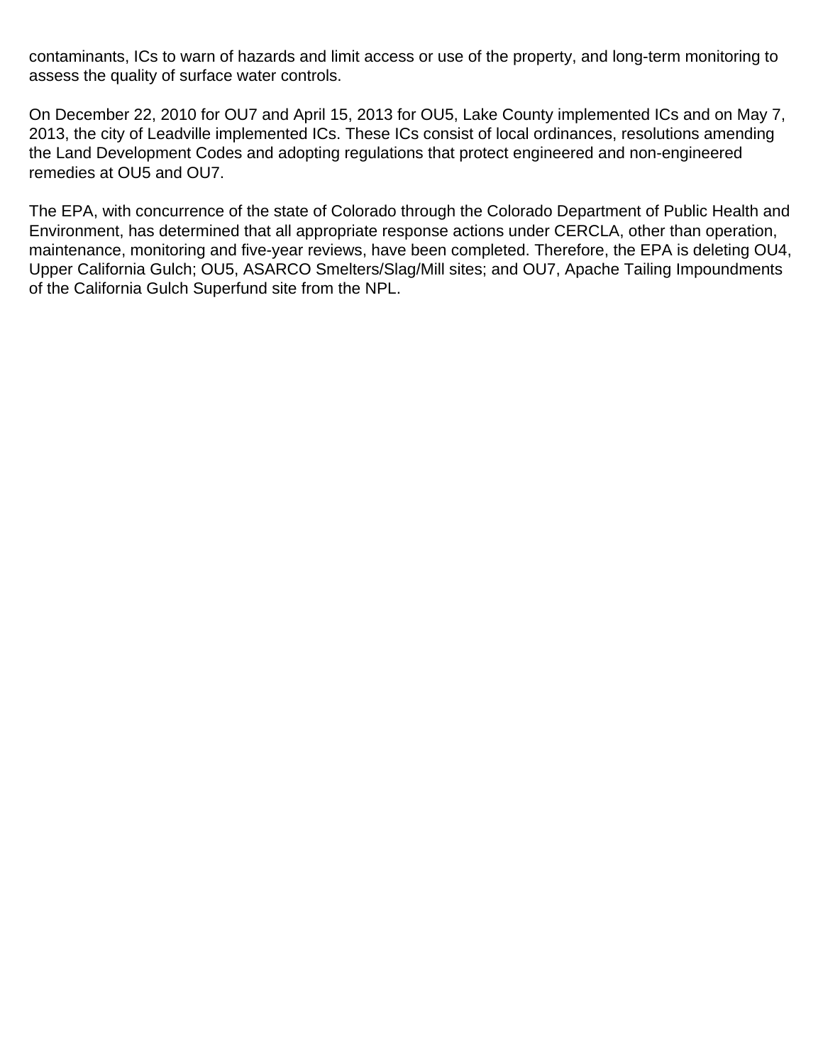contaminants, ICs to warn of hazards and limit access or use of the property, and long-term monitoring to assess the quality of surface water controls.

On December 22, 2010 for OU7 and April 15, 2013 for OU5, Lake County implemented ICs and on May 7, 2013, the city of Leadville implemented ICs. These ICs consist of local ordinances, resolutions amending the Land Development Codes and adopting regulations that protect engineered and non-engineered remedies at OU5 and OU7.

The EPA, with concurrence of the state of Colorado through the Colorado Department of Public Health and Environment, has determined that all appropriate response actions under CERCLA, other than operation, maintenance, monitoring and five-year reviews, have been completed. Therefore, the EPA is deleting OU4, Upper California Gulch; OU5, ASARCO Smelters/Slag/Mill sites; and OU7, Apache Tailing Impoundments of the California Gulch Superfund site from the NPL.